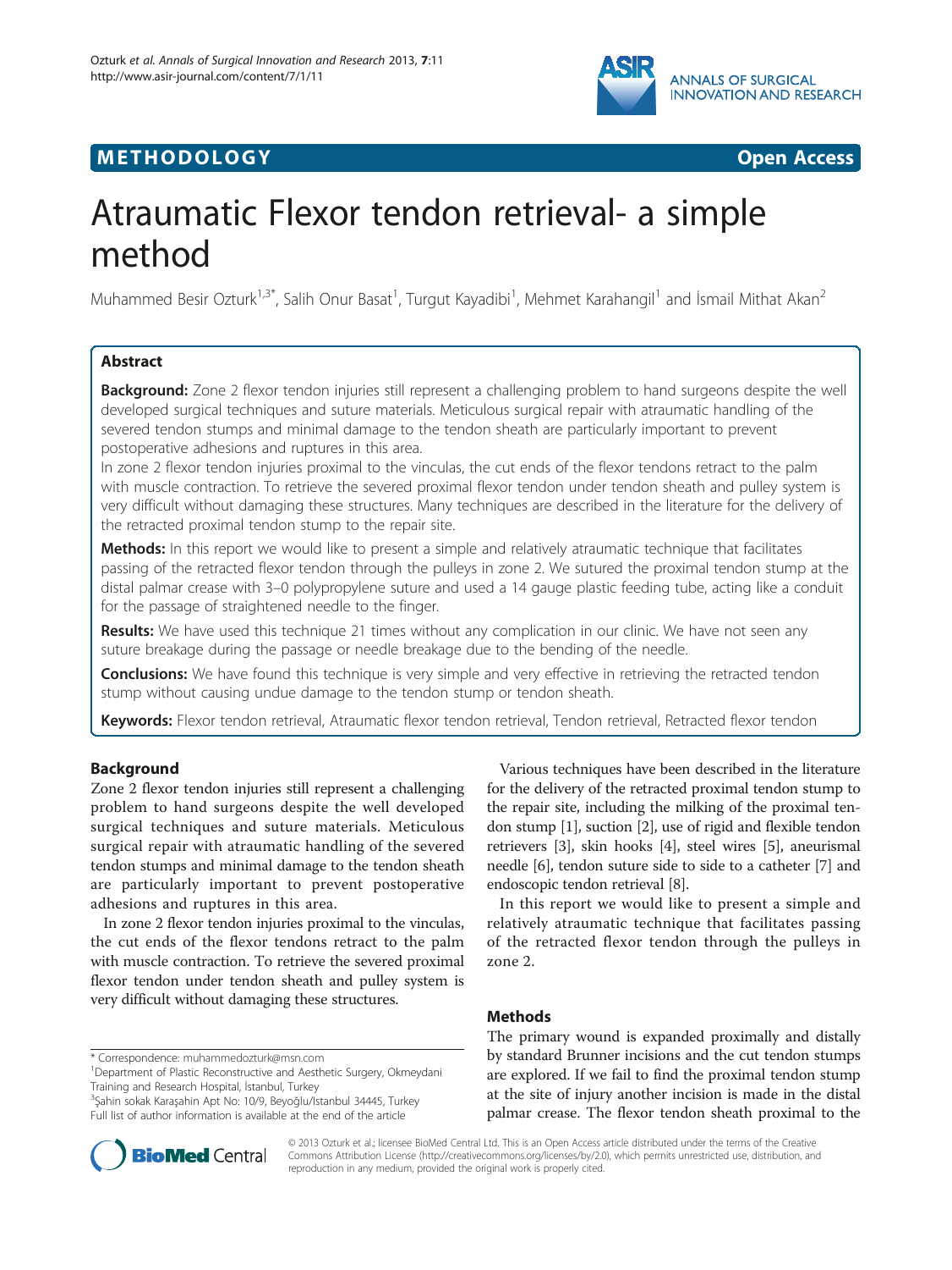METHODOLOGY Open Access

# Atraumatic Flexor tendon retrieval- a simple method

Muhammed Besir Ozturk[1,3*], Salih Onur Basat[1], Turgut Kayadibi[1], Mehmet Karahangil[1] and İsmail Mithat Akan[2]

## Abstract

**Background:** Zone 2 flexor tendon injuries still represent a challenging problem to hand surgeons despite the well developed surgical techniques and suture materials. Meticulous surgical repair with atraumatic handling of the severed tendon stumps and minimal damage to the tendon sheath are particularly important to prevent postoperative adhesions and ruptures in this area.

In zone 2 flexor tendon injuries proximal to the vinculas, the cut ends of the flexor tendons retract to the palm with muscle contraction. To retrieve the severed proximal flexor tendon under tendon sheath and pulley system is very difficult without damaging these structures. Many techniques are described in the literature for the delivery of the retracted proximal tendon stump to the repair site.

**Methods:** In this report we would like to present a simple and relatively atraumatic technique that facilitates passing of the retracted flexor tendon through the pulleys in zone 2. We sutured the proximal tendon stump at the distal palmar crease with 3–0 polypropylene suture and used a 14 gauge plastic feeding tube, acting like a conduit for the passage of straightened needle to the finger.

**Results:** We have used this technique 21 times without any complication in our clinic. We have not seen any suture breakage during the passage or needle breakage due to the bending of the needle.

**Conclusions:** We have found this technique is very simple and very effective in retrieving the retracted tendon stump without causing undue damage to the tendon stump or tendon sheath.

**Keywords:** Flexor tendon retrieval, Atraumatic flexor tendon retrieval, Tendon retrieval, Retracted flexor tendon

## Background

Zone 2 flexor tendon injuries still represent a challenging problem to hand surgeons despite the well developed surgical techniques and suture materials. Meticulous surgical repair with atraumatic handling of the severed tendon stumps and minimal damage to the tendon sheath are particularly important to prevent postoperative adhesions and ruptures in this area.

In zone 2 flexor tendon injuries proximal to the vinculas, the cut ends of the flexor tendons retract to the palm with muscle contraction. To retrieve the severed proximal flexor tendon under tendon sheath and pulley system is very difficult without damaging these structures.

Various techniques have been described in the literature for the delivery of the retracted proximal tendon stump to the repair site, including the milking of the proximal tendon stump [1], suction [2], use of rigid and flexible tendon retrievers [3], skin hooks [4], steel wires [5], aneurismal needle [6], tendon suture side to side to a catheter [7] and endoscopic tendon retrieval [8].

In this report we would like to present a simple and relatively atraumatic technique that facilitates passing of the retracted flexor tendon through the pulleys in zone 2.

## Methods

The primary wound is expanded proximally and distally by standard Brunner incisions and the cut tendon stumps are explored. If we fail to find the proximal tendon stump at the site of injury another incision is made in the distal palmar crease. The flexor tendon sheath proximal to the

\* Correspondence: muhammedozturk@msn.com
[1]Department of Plastic Reconstructive and Aesthetic Surgery, Okmeydani Training and Research Hospital, İstanbul, Turkey
[3]Şahin sokak Karaşahin Apt No: 10/9, Beyoğlu/Istanbul 34445, Turkey
Full list of author information is available at the end of the article

© 2013 Ozturk et al.; licensee BioMed Central Ltd. This is an Open Access article distributed under the terms of the Creative Commons Attribution License (http://creativecommons.org/licenses/by/2.0), which permits unrestricted use, distribution, and reproduction in any medium, provided the original work is properly cited.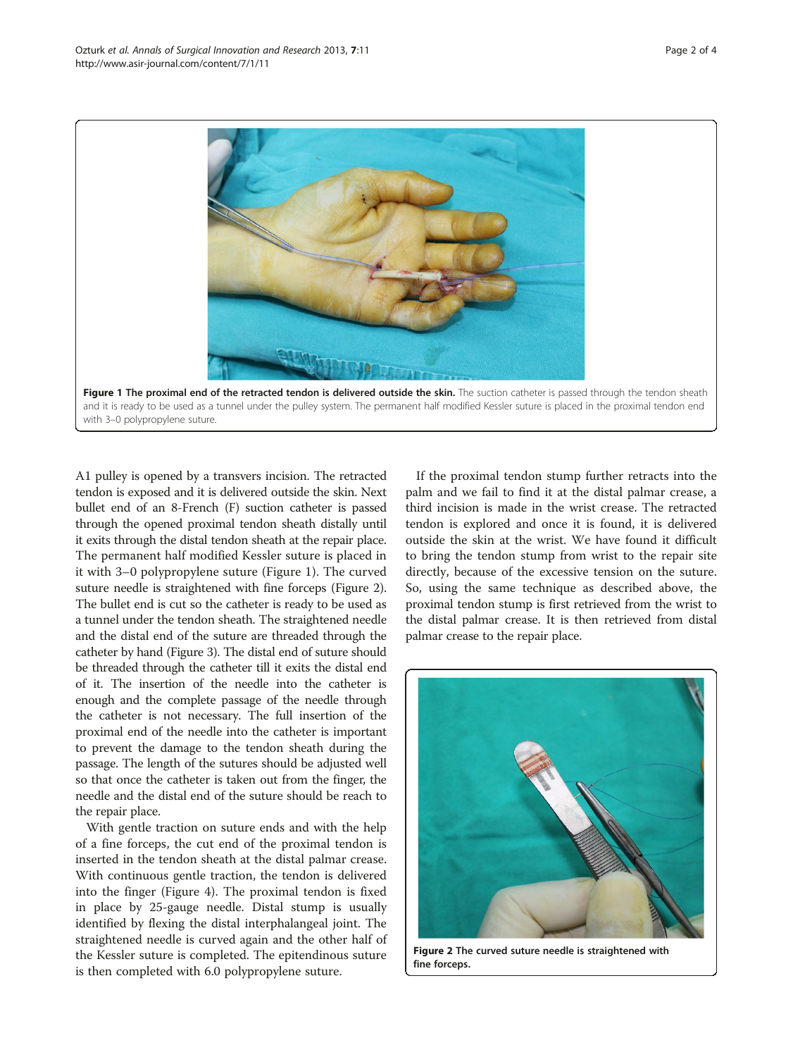**Figure 1 The proximal end of the retracted tendon is delivered outside the skin.** The suction catheter is passed through the tendon sheath and it is ready to be used as a tunnel under the pulley system. The permanent half modified Kessler suture is placed in the proximal tendon end with 3–0 polypropylene suture.

A1 pulley is opened by a transvers incision. The retracted tendon is exposed and it is delivered outside the skin. Next bullet end of an 8-French (F) suction catheter is passed through the opened proximal tendon sheath distally until it exits through the distal tendon sheath at the repair place. The permanent half modified Kessler suture is placed in it with 3–0 polypropylene suture (Figure 1). The curved suture needle is straightened with fine forceps (Figure 2). The bullet end is cut so the catheter is ready to be used as a tunnel under the tendon sheath. The straightened needle and the distal end of the suture are threaded through the catheter by hand (Figure 3). The distal end of suture should be threaded through the catheter till it exits the distal end of it. The insertion of the needle into the catheter is enough and the complete passage of the needle through the catheter is not necessary. The full insertion of the proximal end of the needle into the catheter is important to prevent the damage to the tendon sheath during the passage. The length of the sutures should be adjusted well so that once the catheter is taken out from the finger, the needle and the distal end of the suture should be reach to the repair place.

With gentle traction on suture ends and with the help of a fine forceps, the cut end of the proximal tendon is inserted in the tendon sheath at the distal palmar crease. With continuous gentle traction, the tendon is delivered into the finger (Figure 4). The proximal tendon is fixed in place by 25-gauge needle. Distal stump is usually identified by flexing the distal interphalangeal joint. The straightened needle is curved again and the other half of the Kessler suture is completed. The epitendinous suture is then completed with 6.0 polypropylene suture.

If the proximal tendon stump further retracts into the palm and we fail to find it at the distal palmar crease, a third incision is made in the wrist crease. The retracted tendon is explored and once it is found, it is delivered outside the skin at the wrist. We have found it difficult to bring the tendon stump from wrist to the repair site directly, because of the excessive tension on the suture. So, using the same technique as described above, the proximal tendon stump is first retrieved from the wrist to the distal palmar crease. It is then retrieved from distal palmar crease to the repair place.

**Figure 2 The curved suture needle is straightened with fine forceps.**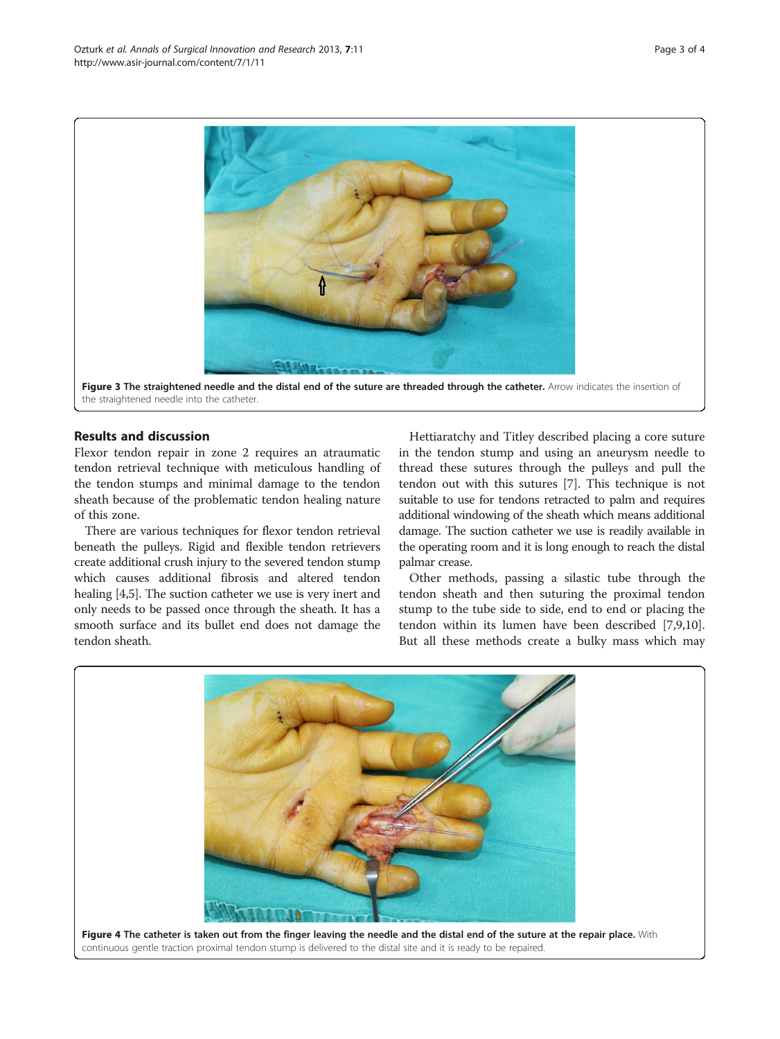Figure 3 The straightened needle and the distal end of the suture are threaded through the catheter. Arrow indicates the insertion of the straightened needle into the catheter.

## Results and discussion

Flexor tendon repair in zone 2 requires an atraumatic tendon retrieval technique with meticulous handling of the tendon stumps and minimal damage to the tendon sheath because of the problematic tendon healing nature of this zone.

There are various techniques for flexor tendon retrieval beneath the pulleys. Rigid and flexible tendon retrievers create additional crush injury to the severed tendon stump which causes additional fibrosis and altered tendon healing [4,5]. The suction catheter we use is very inert and only needs to be passed once through the sheath. It has a smooth surface and its bullet end does not damage the tendon sheath.

Hettiaratchy and Titley described placing a core suture in the tendon stump and using an aneurysm needle to thread these sutures through the pulleys and pull the tendon out with this sutures [7]. This technique is not suitable to use for tendons retracted to palm and requires additional windowing of the sheath which means additional damage. The suction catheter we use is readily available in the operating room and it is long enough to reach the distal palmar crease.

Other methods, passing a silastic tube through the tendon sheath and then suturing the proximal tendon stump to the tube side to side, end to end or placing the tendon within its lumen have been described [7,9,10]. But all these methods create a bulky mass which may

Figure 4 The catheter is taken out from the finger leaving the needle and the distal end of the suture at the repair place. With continuous gentle traction proximal tendon stump is delivered to the distal site and it is ready to be repaired.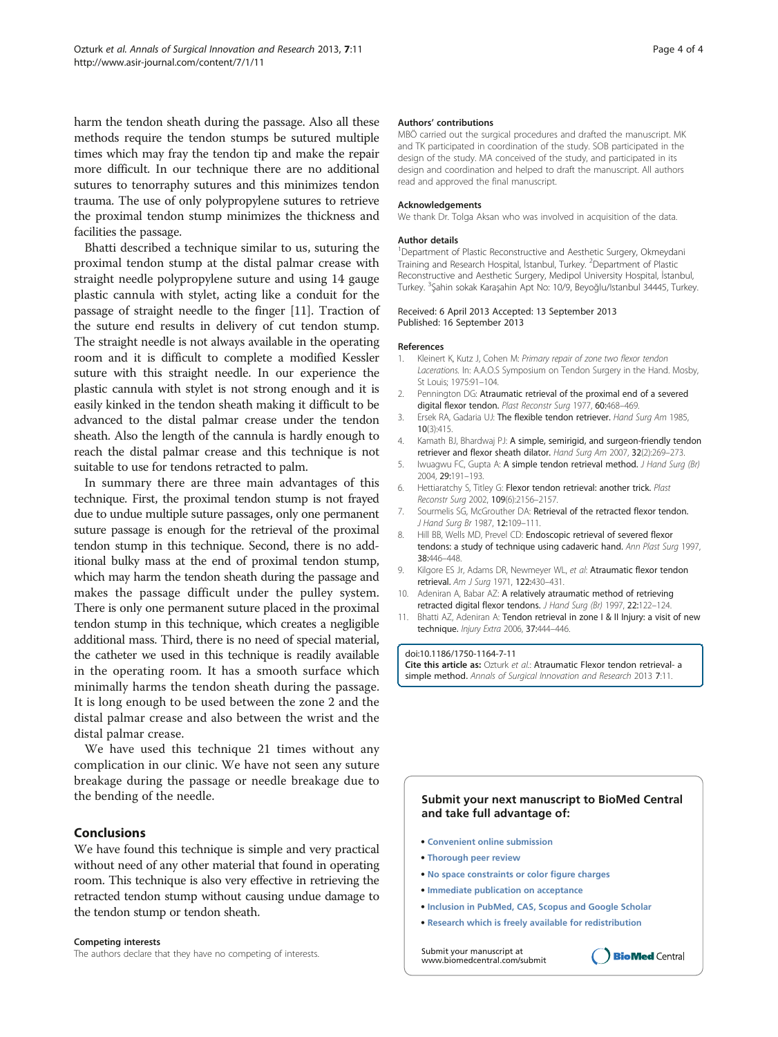harm the tendon sheath during the passage. Also all these methods require the tendon stumps be sutured multiple times which may fray the tendon tip and make the repair more difficult. In our technique there are no additional sutures to tenorraphy sutures and this minimizes tendon trauma. The use of only polypropylene sutures to retrieve the proximal tendon stump minimizes the thickness and facilities the passage.

Bhatti described a technique similar to us, suturing the proximal tendon stump at the distal palmar crease with straight needle polypropylene suture and using 14 gauge plastic cannula with stylet, acting like a conduit for the passage of straight needle to the finger [11]. Traction of the suture end results in delivery of cut tendon stump. The straight needle is not always available in the operating room and it is difficult to complete a modified Kessler suture with this straight needle. In our experience the plastic cannula with stylet is not strong enough and it is easily kinked in the tendon sheath making it difficult to be advanced to the distal palmar crease under the tendon sheath. Also the length of the cannula is hardly enough to reach the distal palmar crease and this technique is not suitable to use for tendons retracted to palm.

In summary there are three main advantages of this technique. First, the proximal tendon stump is not frayed due to undue multiple suture passages, only one permanent suture passage is enough for the retrieval of the proximal tendon stump in this technique. Second, there is no additional bulky mass at the end of proximal tendon stump, which may harm the tendon sheath during the passage and makes the passage difficult under the pulley system. There is only one permanent suture placed in the proximal tendon stump in this technique, which creates a negligible additional mass. Third, there is no need of special material, the catheter we used in this technique is readily available in the operating room. It has a smooth surface which minimally harms the tendon sheath during the passage. It is long enough to be used between the zone 2 and the distal palmar crease and also between the wrist and the distal palmar crease.

We have used this technique 21 times without any complication in our clinic. We have not seen any suture breakage during the passage or needle breakage due to the bending of the needle.

## Conclusions

We have found this technique is simple and very practical without need of any other material that found in operating room. This technique is also very effective in retrieving the retracted tendon stump without causing undue damage to the tendon stump or tendon sheath.

#### Competing interests

The authors declare that they have no competing interests.

#### Authors' contributions

MBÖ carried out the surgical procedures and drafted the manuscript. MK and TK participated in coordination of the study. SOB participated in the design of the study. MA conceived of the study, and participated in its design and coordination and helped to draft the manuscript. All authors read and approved the final manuscript.

#### Acknowledgements

We thank Dr. Tolga Aksan who was involved in acquisition of the data.

#### Author details

[1]Department of Plastic Reconstructive and Aesthetic Surgery, Okmeydani Training and Research Hospital, İstanbul, Turkey. [2]Department of Plastic Reconstructive and Aesthetic Surgery, Medipol University Hospital, İstanbul, Turkey. [3]Şahin sokak Karaşahin Apt No: 10/9, Beyoğlu/Istanbul 34445, Turkey.

Received: 6 April 2013 Accepted: 13 September 2013
Published: 16 September 2013

#### References

1. Kleinert K, Kutz J, Cohen M: *Primary repair of zone two flexor tendon Lacerations.* In: A.A.O.S Symposium on Tendon Surgery in the Hand. Mosby, St Louis; 1975:91–104.
2. Pennington DG: **Atraumatic retrieval of the proximal end of a severed digital flexor tendon.** *Plast Reconstr Surg* 1977, **60**:468–469.
3. Ersek RA, Gadaria UJ: **The flexible tendon retriever.** *Hand Surg Am* 1985, **10**(3):415.
4. Kamath BJ, Bhardwaj PJ: **A simple, semirigid, and surgeon-friendly tendon retriever and flexor sheath dilator.** *Hand Surg Am* 2007, **32**(2):269–273.
5. Iwuagwu FC, Gupta A: **A simple tendon retrieval method.** *J Hand Surg (Br)* 2004, **29**:191–193.
6. Hettiaratchy S, Titley G: **Flexor tendon retrieval: another trick.** *Plast Reconstr Surg* 2002, **109**(6):2156–2157.
7. Sourmelis SG, McGrouther DA: **Retrieval of the retracted flexor tendon.** *J Hand Surg Br* 1987, **12**:109–111.
8. Hill BB, Wells MD, Prevel CD: **Endoscopic retrieval of severed flexor tendons: a study of technique using cadaveric hand.** *Ann Plast Surg* 1997, **38**:446–448.
9. Kilgore ES Jr, Adams DR, Newmeyer WL, *et al*: **Atraumatic flexor tendon retrieval.** *Am J Surg* 1971, **122**:430–431.
10. Adeniran A, Babar AZ: **A relatively atraumatic method of retrieving retracted digital flexor tendons.** *J Hand Surg (Br)* 1997, **22**:122–124.
11. Bhatti AZ, Adeniran A: **Tendon retrieval in zone I & II Injury: a visit of new technique.** *Injury Extra* 2006, **37**:444–446.

doi:10.1186/1750-1164-7-11
**Cite this article as:** Ozturk *et al.*: Atraumatic Flexor tendon retrieval- a simple method. *Annals of Surgical Innovation and Research* 2013 **7**:11.